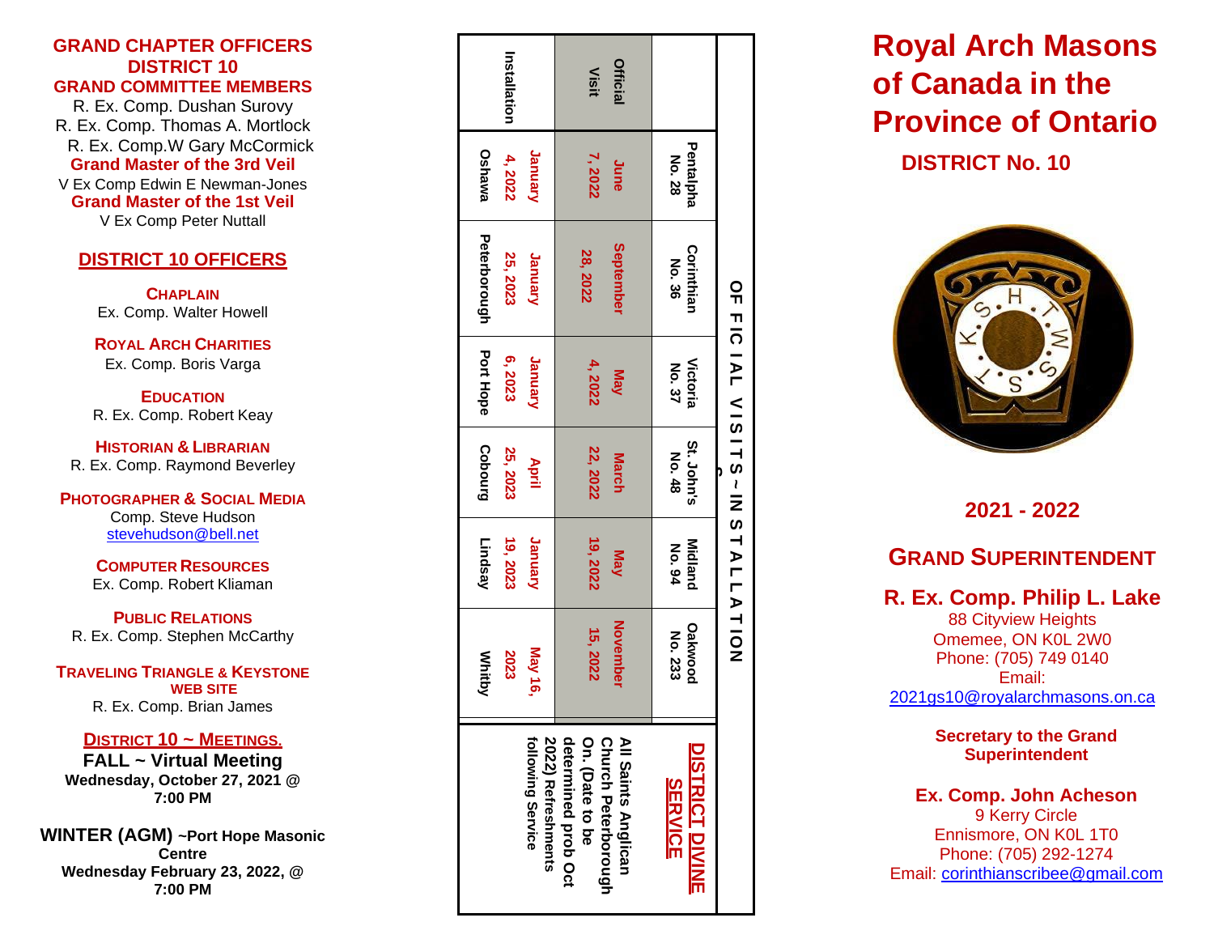## GRAND CHAPTER OFFICERS DISTRICT 10
## GRAND COMMITTEE MEMBERS

R. Ex. Comp. Dushan Surovy
R. Ex. Comp. Thomas A. Mortlock
R. Ex. Comp.W Gary McCormick

**Grand Master of the 3rd Veil**
V Ex Comp Edwin E Newman-Jones

**Grand Master of the 1st Veil**
V Ex Comp Peter Nuttall

## DISTRICT 10 OFFICERS

**CHAPLAIN**
Ex. Comp. Walter Howell

**ROYAL ARCH CHARITIES**
Ex. Comp. Boris Varga

**EDUCATION**
R. Ex. Comp. Robert Keay

**HISTORIAN & LIBRARIAN**
R. Ex. Comp. Raymond Beverley

**PHOTOGRAPHER & SOCIAL MEDIA**
Comp. Steve Hudson
stevehudson@bell.net

**COMPUTER RESOURCES**
Ex. Comp. Robert Kliaman

**PUBLIC RELATIONS**
R. Ex. Comp. Stephen McCarthy

**TRAVELING TRIANGLE & KEYSTONE WEB SITE**
R. Ex. Comp. Brian James

**DISTRICT 10 ~ MEETINGS.**

**FALL ~ Virtual Meeting**
**Wednesday, October 27, 2021 @ 7:00 PM**

**WINTER (AGM) ~Port Hope Masonic Centre**
**Wednesday February 23, 2022, @ 7:00 PM**

## OFFICIAL VISITS ~ INSTALLATION

| | Official Visit | Installation |
|---|---|---|
| Pentalpha No. 28 | June 7, 2022 | January 4, 2022 Oshawa |
| Corinthian No. 36 | September 28, 2022 | January 25, 2023 Peterborough |
| Victoria No. 37 | May 4, 2022 | January 6, 2023 Port Hope |
| St. John's No. 48 | March 22, 2022 | April 25, 2023 Cobourg |
| Midland No. 94 | May 19, 2022 | January 19, 2023 Lindsay |
| Oakwood No. 233 | November 15, 2022 | May 16, 2023 Whitby |

**DISTRICT DIVINE SERVICE**

**All Saints Anglican Church Peterborough On. (Date to be determined prob Oct 2022) Refreshments following Service**

# Royal Arch Masons of Canada in the Province of Ontario

## DISTRICT No. 10

**2021 - 2022**

## GRAND SUPERINTENDENT

**R. Ex. Comp. Philip L. Lake**
88 Cityview Heights
Omemee, ON K0L 2W0
Phone: (705) 749 0140
Email:
2021gs10@royalarchmasons.on.ca

**Secretary to the Grand Superintendent**

**Ex. Comp. John Acheson**
9 Kerry Circle
Ennismore, ON K0L 1T0
Phone: (705) 292-1274
Email: corinthianscribee@gmail.com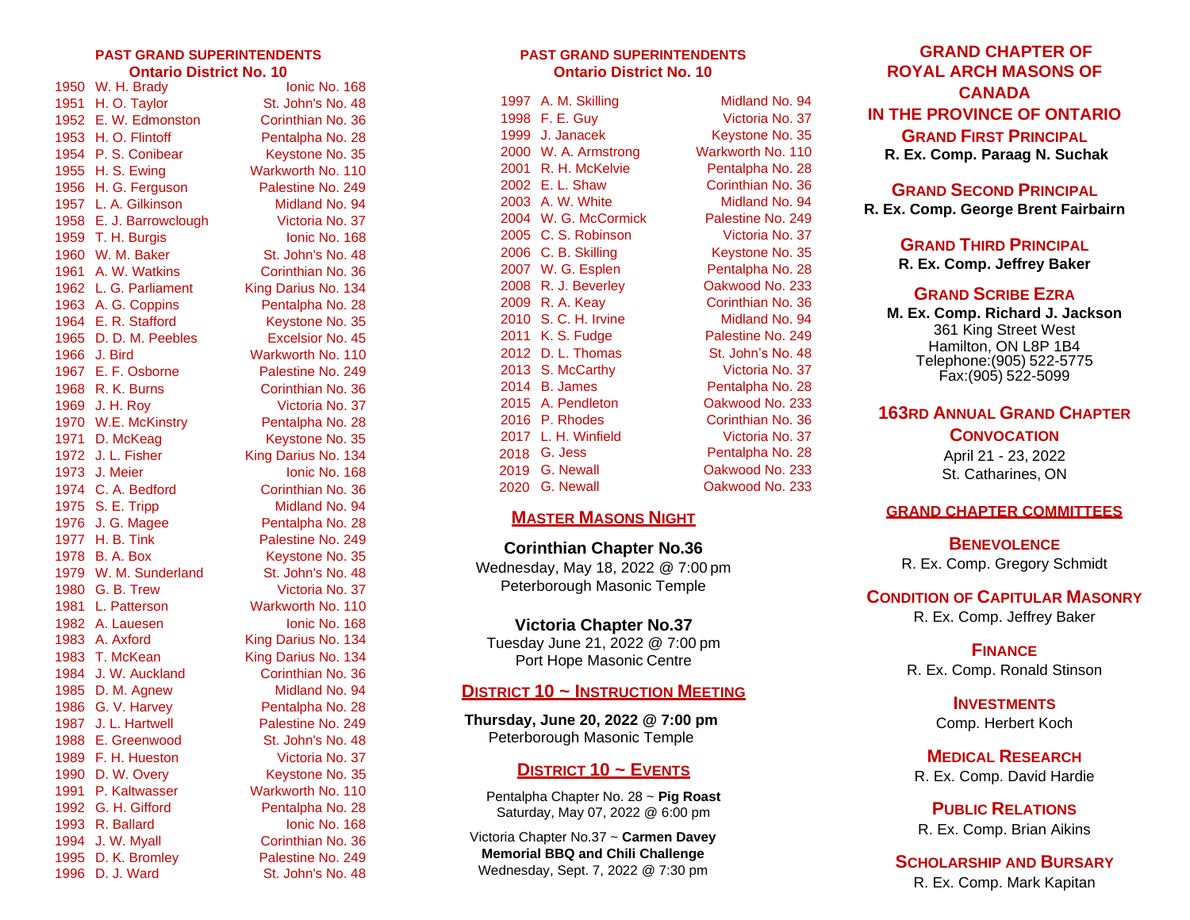## PAST GRAND SUPERINTENDENTS
### Ontario District No. 10

| | | |
|---|---|---|
| 1950 | W. H. Brady | Ionic No. 168 |
| 1951 | H. O. Taylor | St. John's No. 48 |
| 1952 | E. W. Edmonston | Corinthian No. 36 |
| 1953 | H. O. Flintoff | Pentalpha No. 28 |
| 1954 | P. S. Conibear | Keystone No. 35 |
| 1955 | H. S. Ewing | Warkworth No. 110 |
| 1956 | H. G. Ferguson | Palestine No. 249 |
| 1957 | L. A. Gilkinson | Midland No. 94 |
| 1958 | E. J. Barrowclough | Victoria No. 37 |
| 1959 | T. H. Burgis | Ionic No. 168 |
| 1960 | W. M. Baker | St. John's No. 48 |
| 1961 | A. W. Watkins | Corinthian No. 36 |
| 1962 | L. G. Parliament | King Darius No. 134 |
| 1963 | A. G. Coppins | Pentalpha No. 28 |
| 1964 | E. R. Stafford | Keystone No. 35 |
| 1965 | D. D. M. Peebles | Excelsior No. 45 |
| 1966 | J. Bird | Warkworth No. 110 |
| 1967 | E. F. Osborne | Palestine No. 249 |
| 1968 | R. K. Burns | Corinthian No. 36 |
| 1969 | J. H. Roy | Victoria No. 37 |
| 1970 | W.E. McKinstry | Pentalpha No. 28 |
| 1971 | D. McKeag | Keystone No. 35 |
| 1972 | J. L. Fisher | King Darius No. 134 |
| 1973 | J. Meier | Ionic No. 168 |
| 1974 | C. A. Bedford | Corinthian No. 36 |
| 1975 | S. E. Tripp | Midland No. 94 |
| 1976 | J. G. Magee | Pentalpha No. 28 |
| 1977 | H. B. Tink | Palestine No. 249 |
| 1978 | B. A. Box | Keystone No. 35 |
| 1979 | W. M. Sunderland | St. John's No. 48 |
| 1980 | G. B. Trew | Victoria No. 37 |
| 1981 | L. Patterson | Warkworth No. 110 |
| 1982 | A. Lauesen | Ionic No. 168 |
| 1983 | A. Axford | King Darius No. 134 |
| 1983 | T. McKean | King Darius No. 134 |
| 1984 | J. W. Auckland | Corinthian No. 36 |
| 1985 | D. M. Agnew | Midland No. 94 |
| 1986 | G. V. Harvey | Pentalpha No. 28 |
| 1987 | J. L. Hartwell | Palestine No. 249 |
| 1988 | E. Greenwood | St. John's No. 48 |
| 1989 | F. H. Hueston | Victoria No. 37 |
| 1990 | D. W. Overy | Keystone No. 35 |
| 1991 | P. Kaltwasser | Warkworth No. 110 |
| 1992 | G. H. Gifford | Pentalpha No. 28 |
| 1993 | R. Ballard | Ionic No. 168 |
| 1994 | J. W. Myall | Corinthian No. 36 |
| 1995 | D. K. Bromley | Palestine No. 249 |
| 1996 | D. J. Ward | St. John's No. 48 |

## PAST GRAND SUPERINTENDENTS
### Ontario District No. 10

| | | |
|---|---|---|
| 1997 | A. M. Skilling | Midland No. 94 |
| 1998 | F. E. Guy | Victoria No. 37 |
| 1999 | J. Janacek | Keystone No. 35 |
| 2000 | W. A. Armstrong | Warkworth No. 110 |
| 2001 | R. H. McKelvie | Pentalpha No. 28 |
| 2002 | E. L. Shaw | Corinthian No. 36 |
| 2003 | A. W. White | Midland No. 94 |
| 2004 | W. G. McCormick | Palestine No. 249 |
| 2005 | C. S. Robinson | Victoria No. 37 |
| 2006 | C. B. Skilling | Keystone No. 35 |
| 2007 | W. G. Esplen | Pentalpha No. 28 |
| 2008 | R. J. Beverley | Oakwood No. 233 |
| 2009 | R. A. Keay | Corinthian No. 36 |
| 2010 | S. C. H. Irvine | Midland No. 94 |
| 2011 | K. S. Fudge | Palestine No. 249 |
| 2012 | D. L. Thomas | St. John's No. 48 |
| 2013 | S. McCarthy | Victoria No. 37 |
| 2014 | B. James | Pentalpha No. 28 |
| 2015 | A. Pendleton | Oakwood No. 233 |
| 2016 | P. Rhodes | Corinthian No. 36 |
| 2017 | L. H. Winfield | Victoria No. 37 |
| 2018 | G. Jess | Pentalpha No. 28 |
| 2019 | G. Newall | Oakwood No. 233 |
| 2020 | G. Newall | Oakwood No. 233 |

## MASTER MASONS NIGHT

**Corinthian Chapter No.36**
Wednesday, May 18, 2022 @ 7:00 pm
Peterborough Masonic Temple

**Victoria Chapter No.37**
Tuesday June 21, 2022 @ 7:00 pm
Port Hope Masonic Centre

## DISTRICT 10 ~ INSTRUCTION MEETING

**Thursday, June 20, 2022 @ 7:00 pm**
Peterborough Masonic Temple

## DISTRICT 10 ~ EVENTS

Pentalpha Chapter No. 28 ~ **Pig Roast**
Saturday, May 07, 2022 @ 6:00 pm

Victoria Chapter No.37 ~ **Carmen Davey Memorial BBQ and Chili Challenge**
Wednesday, Sept. 7, 2022 @ 7:30 pm

## GRAND CHAPTER OF ROYAL ARCH MASONS OF CANADA IN THE PROVINCE OF ONTARIO

### GRAND FIRST PRINCIPAL
**R. Ex. Comp. Paraag N. Suchak**

### GRAND SECOND PRINCIPAL
**R. Ex. Comp. George Brent Fairbairn**

### GRAND THIRD PRINCIPAL
**R. Ex. Comp. Jeffrey Baker**

### GRAND SCRIBE EZRA
**M. Ex. Comp. Richard J. Jackson**
361 King Street West
Hamilton, ON L8P 1B4
Telephone:(905) 522-5775
Fax:(905) 522-5099

### 163RD ANNUAL GRAND CHAPTER CONVOCATION
April 21 - 23, 2022
St. Catharines, ON

## GRAND CHAPTER COMMITTEES

### BENEVOLENCE
R. Ex. Comp. Gregory Schmidt

### CONDITION OF CAPITULAR MASONRY
R. Ex. Comp. Jeffrey Baker

### FINANCE
R. Ex. Comp. Ronald Stinson

### INVESTMENTS
Comp. Herbert Koch

### MEDICAL RESEARCH
R. Ex. Comp. David Hardie

### PUBLIC RELATIONS
R. Ex. Comp. Brian Aikins

### SCHOLARSHIP AND BURSARY
R. Ex. Comp. Mark Kapitan